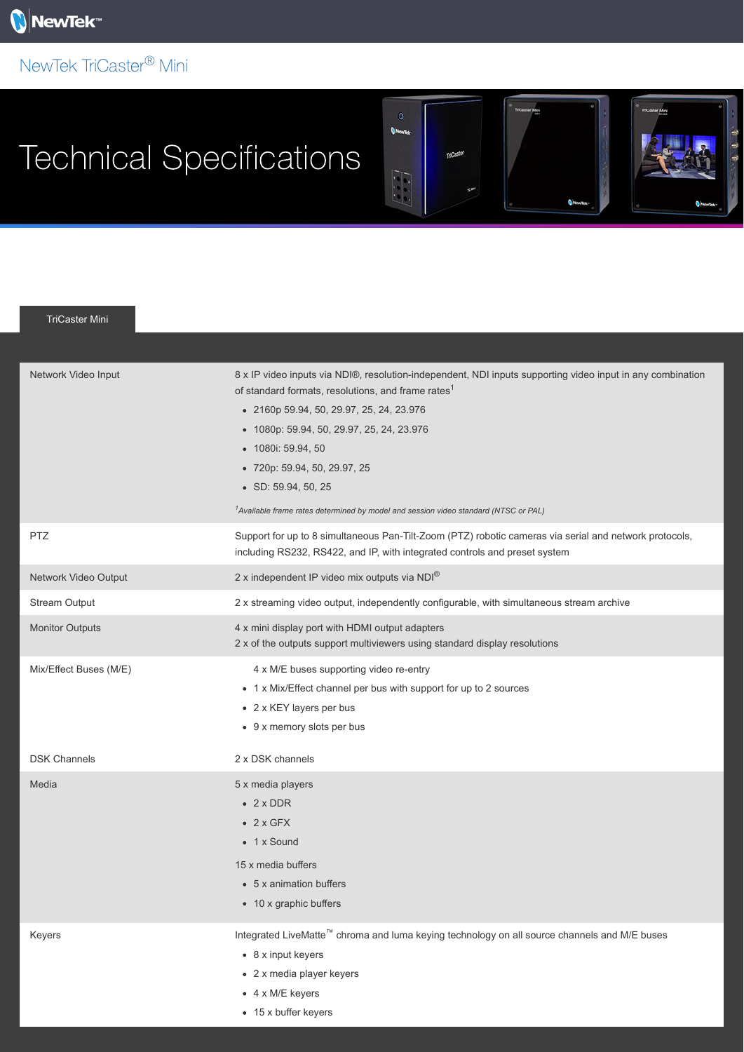# NewTek TriCaster® Mini

## Technical Specifications

### TriCaster Mini

| | |
|---|---|
| Network Video Input | 8 x IP video inputs via NDI®, resolution-independent, NDI inputs supporting video input in any combination of standard formats, resolutions, and frame rates[1]<br>• 2160p 59.94, 50, 29.97, 25, 24, 23.976<br>• 1080p: 59.94, 50, 29.97, 25, 24, 23.976<br>• 1080i: 59.94, 50<br>• 720p: 59.94, 50, 29.97, 25<br>• SD: 59.94, 50, 25<br>*[1]Available frame rates determined by model and session video standard (NTSC or PAL)* |
| PTZ | Support for up to 8 simultaneous Pan-Tilt-Zoom (PTZ) robotic cameras via serial and network protocols, including RS232, RS422, and IP, with integrated controls and preset system |
| Network Video Output | 2 x independent IP video mix outputs via NDI® |
| Stream Output | 2 x streaming video output, independently configurable, with simultaneous stream archive |
| Monitor Outputs | 4 x mini display port with HDMI output adapters<br>2 x of the outputs support multiviewers using standard display resolutions |
| Mix/Effect Buses (M/E) | 4 x M/E buses supporting video re-entry<br>• 1 x Mix/Effect channel per bus with support for up to 2 sources<br>• 2 x KEY layers per bus<br>• 9 x memory slots per bus |
| DSK Channels | 2 x DSK channels |
| Media | 5 x media players<br>• 2 x DDR<br>• 2 x GFX<br>• 1 x Sound<br>15 x media buffers<br>• 5 x animation buffers<br>• 10 x graphic buffers |
| Keyers | Integrated LiveMatte™ chroma and luma keying technology on all source channels and M/E buses<br>• 8 x input keyers<br>• 2 x media player keyers<br>• 4 x M/E keyers<br>• 15 x buffer keyers |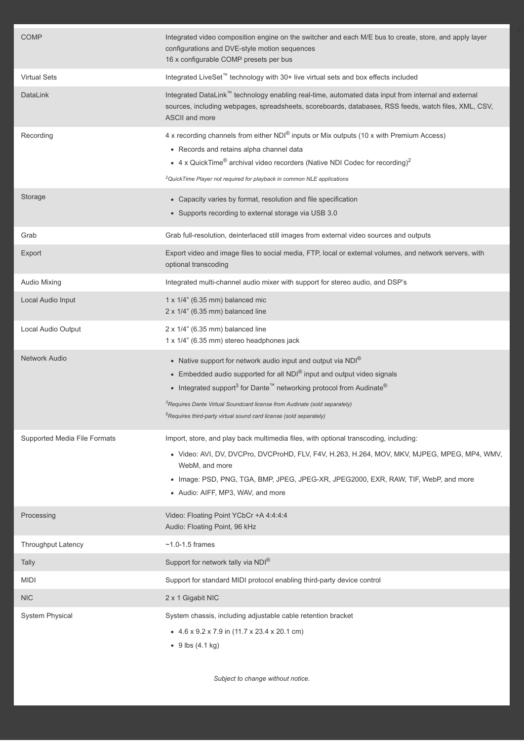| | |
|---|---|
| COMP | Integrated video composition engine on the switcher and each M/E bus to create, store, and apply layer configurations and DVE-style motion sequences<br>16 x configurable COMP presets per bus |
| Virtual Sets | Integrated LiveSet™ technology with 30+ live virtual sets and box effects included |
| DataLink | Integrated DataLink™ technology enabling real-time, automated data input from internal and external sources, including webpages, spreadsheets, scoreboards, databases, RSS feeds, watch files, XML, CSV, ASCII and more |
| Recording | 4 x recording channels from either NDI® inputs or Mix outputs (10 x with Premium Access)<br>• Records and retains alpha channel data<br>• 4 x QuickTime® archival video recorders (Native NDI Codec for recording)[2]<br>*[2]QuickTime Player not required for playback in common NLE applications* |
| Storage | • Capacity varies by format, resolution and file specification<br>• Supports recording to external storage via USB 3.0 |
| Grab | Grab full-resolution, deinterlaced still images from external video sources and outputs |
| Export | Export video and image files to social media, FTP, local or external volumes, and network servers, with optional transcoding |
| Audio Mixing | Integrated multi-channel audio mixer with support for stereo audio, and DSP's |
| Local Audio Input | 1 x 1/4" (6.35 mm) balanced mic<br>2 x 1/4" (6.35 mm) balanced line |
| Local Audio Output | 2 x 1/4" (6.35 mm) balanced line<br>1 x 1/4" (6.35 mm) stereo headphones jack |
| Network Audio | • Native support for network audio input and output via NDI®<br>• Embedded audio supported for all NDI® input and output video signals<br>• Integrated support[3] for Dante™ networking protocol from Audinate®<br>*[3]Requires Dante Virtual Soundcard license from Audinate (sold separately)*<br>*[5]Requires third-party virtual sound card license (sold separately)* |
| Supported Media File Formats | Import, store, and play back multimedia files, with optional transcoding, including:<br>• Video: AVI, DV, DVCPro, DVCProHD, FLV, F4V, H.263, H.264, MOV, MKV, MJPEG, MPEG, MP4, WMV, WebM, and more<br>• Image: PSD, PNG, TGA, BMP, JPEG, JPEG-XR, JPEG2000, EXR, RAW, TIF, WebP, and more<br>• Audio: AIFF, MP3, WAV, and more |
| Processing | Video: Floating Point YCbCr +A 4:4:4:4<br>Audio: Floating Point, 96 kHz |
| Throughput Latency | ~1.0-1.5 frames |
| Tally | Support for network tally via NDI® |
| MIDI | Support for standard MIDI protocol enabling third-party device control |
| NIC | 2 x 1 Gigabit NIC |
| System Physical | System chassis, including adjustable cable retention bracket<br>• 4.6 x 9.2 x 7.9 in (11.7 x 23.4 x 20.1 cm)<br>• 9 lbs (4.1 kg) |

*Subject to change without notice.*